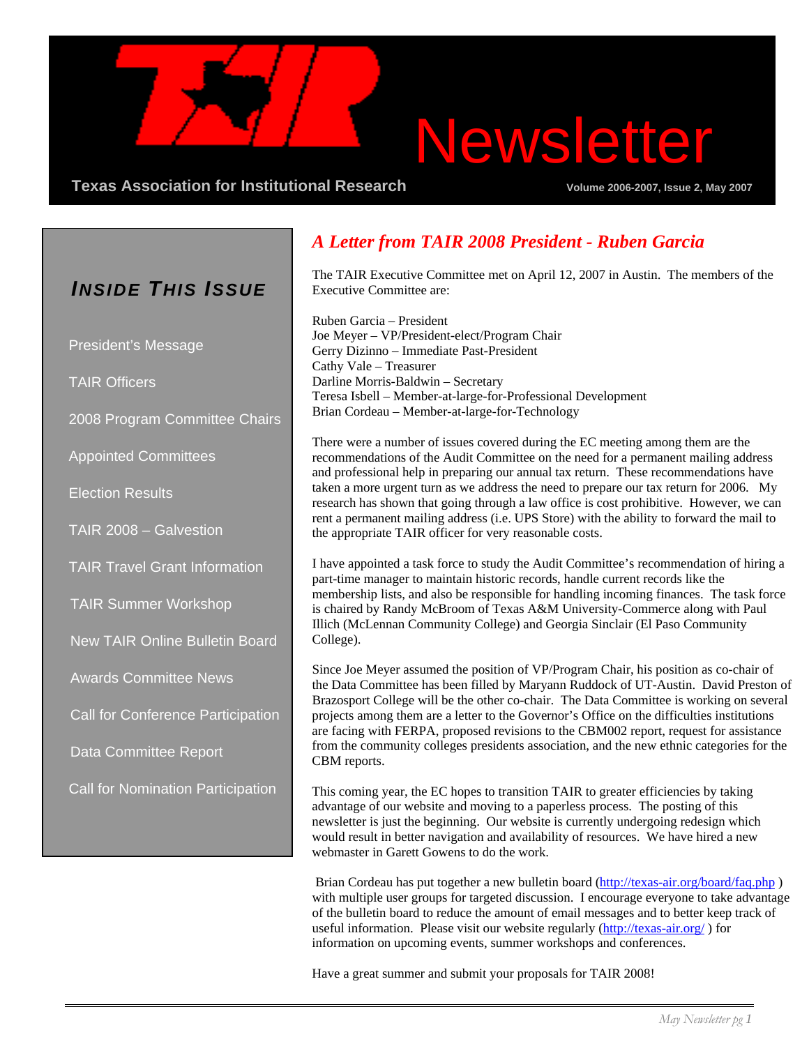# TAIR Newsletter

**Texas Association for Institutional Research**

**Volume 2006-2007, Issue 2, May 2007**

## *Inside This Issue*

- President's Message
- TAIR Officers
- 2008 Program Committee Chairs
- Appointed Committees
- Election Results
- TAIR 2008 – Galvestion
- TAIR Travel Grant Information
- TAIR Summer Workshop
- New TAIR Online Bulletin Board
- Awards Committee News
- Call for Conference Participation
- Data Committee Report
- Call for Nomination Participation

## *A Letter from TAIR 2008 President - Ruben Garcia*

The TAIR Executive Committee met on April 12, 2007 in Austin. The members of the Executive Committee are:

Ruben Garcia – President
Joe Meyer – VP/President-elect/Program Chair
Gerry Dizinno – Immediate Past-President
Cathy Vale – Treasurer
Darline Morris-Baldwin – Secretary
Teresa Isbell – Member-at-large-for-Professional Development
Brian Cordeau – Member-at-large-for-Technology

There were a number of issues covered during the EC meeting among them are the recommendations of the Audit Committee on the need for a permanent mailing address and professional help in preparing our annual tax return. These recommendations have taken a more urgent turn as we address the need to prepare our tax return for 2006. My research has shown that going through a law office is cost prohibitive. However, we can rent a permanent mailing address (i.e. UPS Store) with the ability to forward the mail to the appropriate TAIR officer for very reasonable costs.

I have appointed a task force to study the Audit Committee's recommendation of hiring a part-time manager to maintain historic records, handle current records like the membership lists, and also be responsible for handling incoming finances. The task force is chaired by Randy McBroom of Texas A&M University-Commerce along with Paul Illich (McLennan Community College) and Georgia Sinclair (El Paso Community College).

Since Joe Meyer assumed the position of VP/Program Chair, his position as co-chair of the Data Committee has been filled by Maryann Ruddock of UT-Austin. David Preston of Brazosport College will be the other co-chair. The Data Committee is working on several projects among them are a letter to the Governor's Office on the difficulties institutions are facing with FERPA, proposed revisions to the CBM002 report, request for assistance from the community colleges presidents association, and the new ethnic categories for the CBM reports.

This coming year, the EC hopes to transition TAIR to greater efficiencies by taking advantage of our website and moving to a paperless process. The posting of this newsletter is just the beginning. Our website is currently undergoing redesign which would result in better navigation and availability of resources. We have hired a new webmaster in Garett Gowens to do the work.

Brian Cordeau has put together a new bulletin board (http://texas-air.org/board/faq.php ) with multiple user groups for targeted discussion. I encourage everyone to take advantage of the bulletin board to reduce the amount of email messages and to better keep track of useful information. Please visit our website regularly (http://texas-air.org/ ) for information on upcoming events, summer workshops and conferences.

Have a great summer and submit your proposals for TAIR 2008!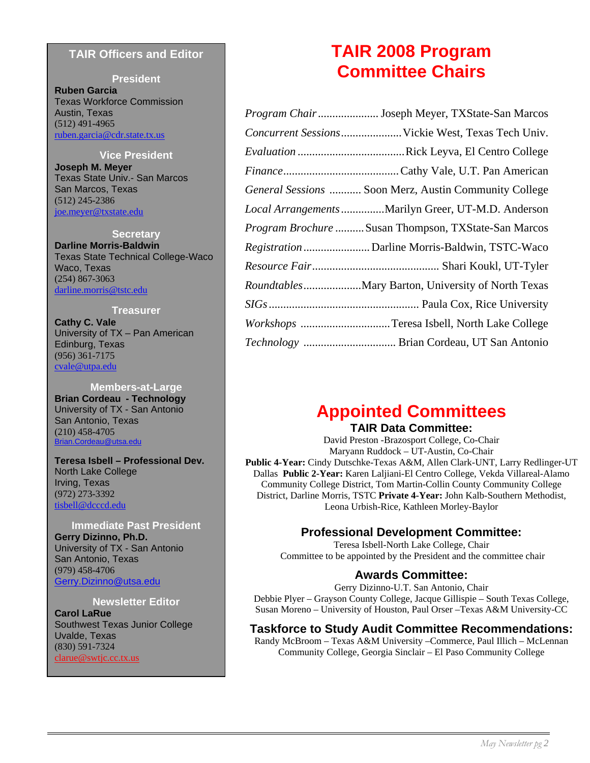## TAIR Officers and Editor

**President**

**Ruben Garcia**
Texas Workforce Commission
Austin, Texas
(512) 491-4965
ruben.garcia@cdr.state.tx.us

**Vice President**

**Joseph M. Meyer**
Texas State Univ.- San Marcos
San Marcos, Texas
(512) 245-2386
joe.meyer@txstate.edu

**Secretary**

**Darline Morris-Baldwin**
Texas State Technical College-Waco
Waco, Texas
(254) 867-3063
darline.morris@tstc.edu

**Treasurer**

**Cathy C. Vale**
University of TX – Pan American
Edinburg, Texas
(956) 361-7175
cvale@utpa.edu

**Members-at-Large**

**Brian Cordeau - Technology**
University of TX - San Antonio
San Antonio, Texas
(210) 458-4705
Brian.Cordeau@utsa.edu

**Teresa Isbell – Professional Dev.**
North Lake College
Irving, Texas
(972) 273-3392
tisbell@dcccd.edu

**Immediate Past President**

**Gerry Dizinno, Ph.D.**
University of TX - San Antonio
San Antonio, Texas
(979) 458-4706
Gerry.Dizinno@utsa.edu

**Newsletter Editor**

**Carol LaRue**
Southwest Texas Junior College
Uvalde, Texas
(830) 591-7324
clarue@swtjc.cc.tx.us

# TAIR 2008 Program Committee Chairs

*Program Chair* ..................... Joseph Meyer, TXState-San Marcos
*Concurrent Sessions* ..................... Vickie West, Texas Tech Univ.
*Evaluation* ..................................... Rick Leyva, El Centro College
*Finance* ........................................ Cathy Vale, U.T. Pan American
*General Sessions* ........... Soon Merz, Austin Community College
*Local Arrangements* .............. Marilyn Greer, UT-M.D. Anderson
*Program Brochure* .......... Susan Thompson, TXState-San Marcos
*Registration* ....................... Darline Morris-Baldwin, TSTC-Waco
*Resource Fair* ........................................... Shari Koukl, UT-Tyler
*Roundtables* .................... Mary Barton, University of North Texas
*SIGs* ................................................... Paula Cox, Rice University
*Workshops* ............................... Teresa Isbell, North Lake College
*Technology* ................................ Brian Cordeau, UT San Antonio

# Appointed Committees

### TAIR Data Committee:

David Preston -Brazosport College, Co-Chair
Maryann Ruddock – UT-Austin, Co-Chair
**Public 4-Year:** Cindy Dutschke-Texas A&M, Allen Clark-UNT, Larry Redlinger-UT Dallas **Public 2-Year:** Karen Laljiani-El Centro College, Vekda Villareal-Alamo Community College District, Tom Martin-Collin County Community College District, Darline Morris, TSTC **Private 4-Year:** John Kalb-Southern Methodist, Leona Urbish-Rice, Kathleen Morley-Baylor

### Professional Development Committee:

Teresa Isbell-North Lake College, Chair
Committee to be appointed by the President and the committee chair

### Awards Committee:

Gerry Dizinno-U.T. San Antonio, Chair
Debbie Plyer – Grayson County College, Jacque Gillispie – South Texas College, Susan Moreno – University of Houston, Paul Orser –Texas A&M University-CC

### Taskforce to Study Audit Committee Recommendations:

Randy McBroom – Texas A&M University –Commerce, Paul Illich – McLennan Community College, Georgia Sinclair – El Paso Community College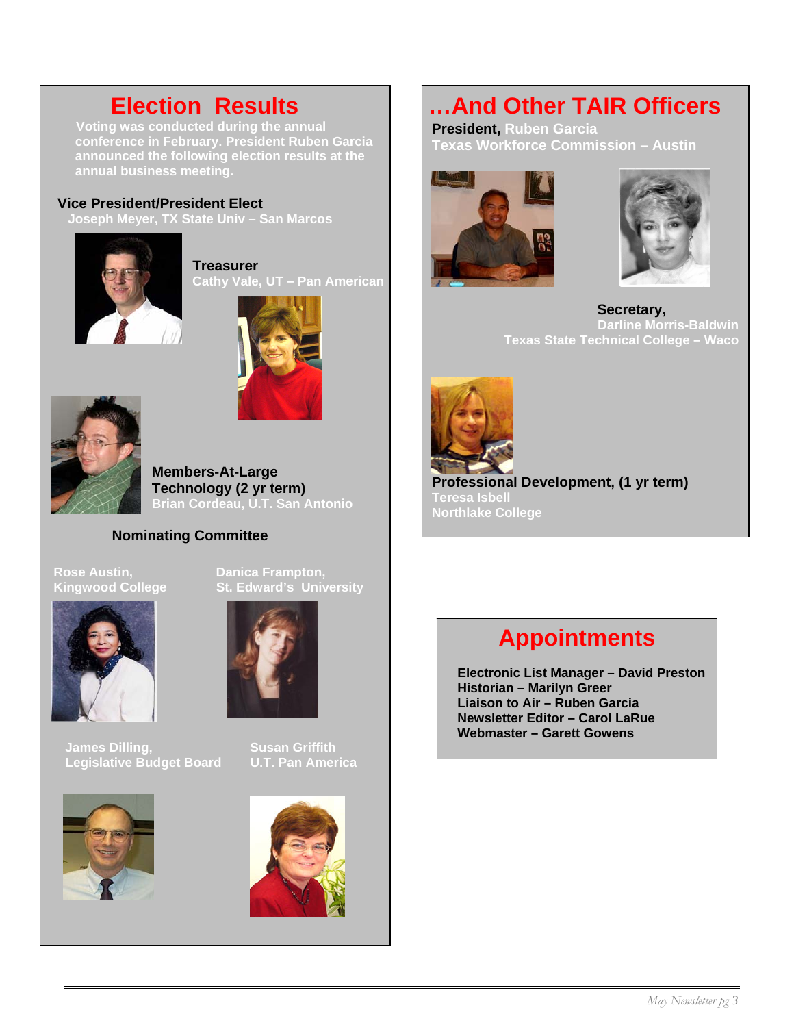# Election Results

Voting was conducted during the annual conference in February. President Ruben Garcia announced the following election results at the annual business meeting.

**Vice President/President Elect**
Joseph Meyer, TX State Univ – San Marcos

**Treasurer**
Cathy Vale, UT – Pan American

**Members-At-Large**
**Technology (2 yr term)**
Brian Cordeau, U.T. San Antonio

**Nominating Committee**

Rose Austin,
Kingwood College

Danica Frampton,
St. Edward's University

James Dilling,
Legislative Budget Board

Susan Griffith
U.T. Pan America

# …And Other TAIR Officers

**President,** Ruben Garcia
Texas Workforce Commission – Austin

**Secretary,**
Darline Morris-Baldwin
Texas State Technical College – Waco

**Professional Development, (1 yr term)**
Teresa Isbell
Northlake College

# Appointments

**Electronic List Manager – David Preston**
**Historian – Marilyn Greer**
**Liaison to Air – Ruben Garcia**
**Newsletter Editor – Carol LaRue**
**Webmaster – Garett Gowens**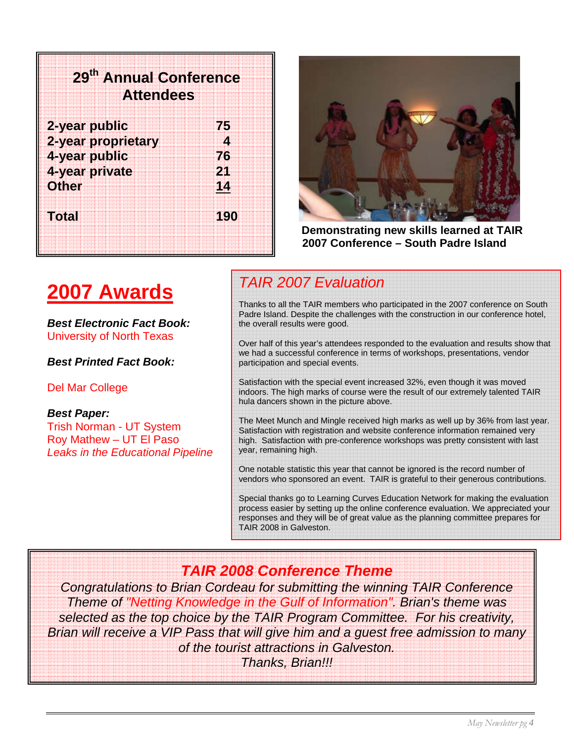## 29th Annual Conference Attendees

| Category | Count |
|---|---|
| 2-year public | 75 |
| 2-year proprietary | 4 |
| 4-year public | 76 |
| 4-year private | 21 |
| Other | 14 |
| **Total** | **190** |

**Demonstrating new skills learned at TAIR 2007 Conference – South Padre Island**

# 2007 Awards

***Best Electronic Fact Book:***
University of North Texas

***Best Printed Fact Book:***

Del Mar College

***Best Paper:***
Trish Norman - UT System
Roy Mathew – UT El Paso
*Leaks in the Educational Pipeline*

## *TAIR 2007 Evaluation*

Thanks to all the TAIR members who participated in the 2007 conference on South Padre Island. Despite the challenges with the construction in our conference hotel, the overall results were good.

Over half of this year's attendees responded to the evaluation and results show that we had a successful conference in terms of workshops, presentations, vendor participation and special events.

Satisfaction with the special event increased 32%, even though it was moved indoors. The high marks of course were the result of our extremely talented TAIR hula dancers shown in the picture above.

The Meet Munch and Mingle received high marks as well up by 36% from last year. Satisfaction with registration and website conference information remained very high. Satisfaction with pre-conference workshops was pretty consistent with last year, remaining high.

One notable statistic this year that cannot be ignored is the record number of vendors who sponsored an event. TAIR is grateful to their generous contributions.

Special thanks go to Learning Curves Education Network for making the evaluation process easier by setting up the online conference evaluation. We appreciated your responses and they will be of great value as the planning committee prepares for TAIR 2008 in Galveston.

## ***TAIR 2008 Conference Theme***

*Congratulations to Brian Cordeau for submitting the winning TAIR Conference Theme of "Netting Knowledge in the Gulf of Information". Brian's theme was selected as the top choice by the TAIR Program Committee. For his creativity, Brian will receive a VIP Pass that will give him and a guest free admission to many of the tourist attractions in Galveston.*
*Thanks, Brian!!!*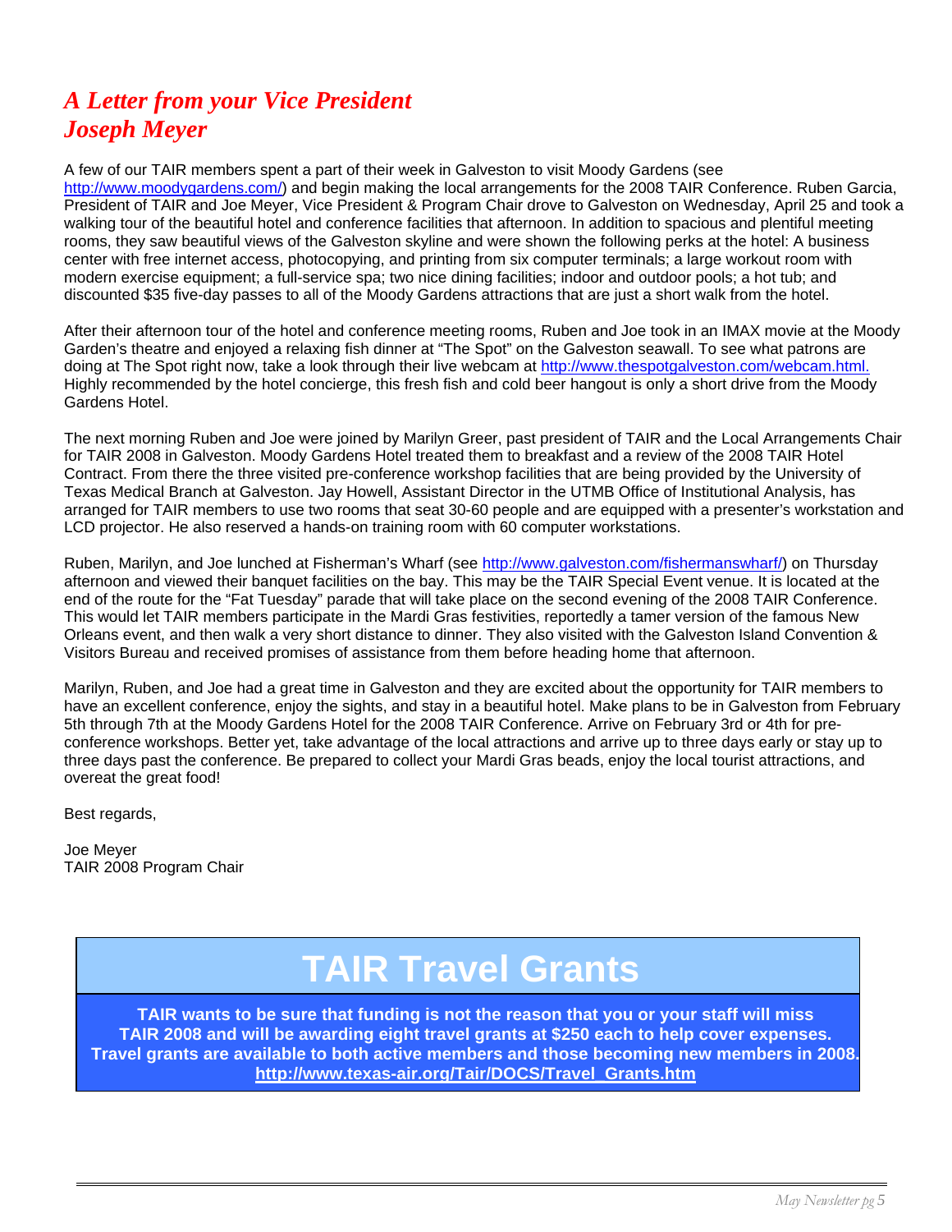# *A Letter from your Vice President Joseph Meyer*

A few of our TAIR members spent a part of their week in Galveston to visit Moody Gardens (see http://www.moodygardens.com/) and begin making the local arrangements for the 2008 TAIR Conference. Ruben Garcia, President of TAIR and Joe Meyer, Vice President & Program Chair drove to Galveston on Wednesday, April 25 and took a walking tour of the beautiful hotel and conference facilities that afternoon. In addition to spacious and plentiful meeting rooms, they saw beautiful views of the Galveston skyline and were shown the following perks at the hotel: A business center with free internet access, photocopying, and printing from six computer terminals; a large workout room with modern exercise equipment; a full-service spa; two nice dining facilities; indoor and outdoor pools; a hot tub; and discounted $35 five-day passes to all of the Moody Gardens attractions that are just a short walk from the hotel.

After their afternoon tour of the hotel and conference meeting rooms, Ruben and Joe took in an IMAX movie at the Moody Garden's theatre and enjoyed a relaxing fish dinner at "The Spot" on the Galveston seawall. To see what patrons are doing at The Spot right now, take a look through their live webcam at http://www.thespotgalveston.com/webcam.html. Highly recommended by the hotel concierge, this fresh fish and cold beer hangout is only a short drive from the Moody Gardens Hotel.

The next morning Ruben and Joe were joined by Marilyn Greer, past president of TAIR and the Local Arrangements Chair for TAIR 2008 in Galveston. Moody Gardens Hotel treated them to breakfast and a review of the 2008 TAIR Hotel Contract. From there the three visited pre-conference workshop facilities that are being provided by the University of Texas Medical Branch at Galveston. Jay Howell, Assistant Director in the UTMB Office of Institutional Analysis, has arranged for TAIR members to use two rooms that seat 30-60 people and are equipped with a presenter's workstation and LCD projector. He also reserved a hands-on training room with 60 computer workstations.

Ruben, Marilyn, and Joe lunched at Fisherman's Wharf (see http://www.galveston.com/fishermanswharf/) on Thursday afternoon and viewed their banquet facilities on the bay. This may be the TAIR Special Event venue. It is located at the end of the route for the "Fat Tuesday" parade that will take place on the second evening of the 2008 TAIR Conference. This would let TAIR members participate in the Mardi Gras festivities, reportedly a tamer version of the famous New Orleans event, and then walk a very short distance to dinner. They also visited with the Galveston Island Convention & Visitors Bureau and received promises of assistance from them before heading home that afternoon.

Marilyn, Ruben, and Joe had a great time in Galveston and they are excited about the opportunity for TAIR members to have an excellent conference, enjoy the sights, and stay in a beautiful hotel. Make plans to be in Galveston from February 5th through 7th at the Moody Gardens Hotel for the 2008 TAIR Conference. Arrive on February 3rd or 4th for pre-conference workshops. Better yet, take advantage of the local attractions and arrive up to three days early or stay up to three days past the conference. Be prepared to collect your Mardi Gras beads, enjoy the local tourist attractions, and overeat the great food!

Best regards,

Joe Meyer
TAIR 2008 Program Chair

# TAIR Travel Grants

**TAIR wants to be sure that funding is not the reason that you or your staff will miss TAIR 2008 and will be awarding eight travel grants at $250 each to help cover expenses. Travel grants are available to both active members and those becoming new members in 2008.**
**http://www.texas-air.org/Tair/DOCS/Travel_Grants.htm**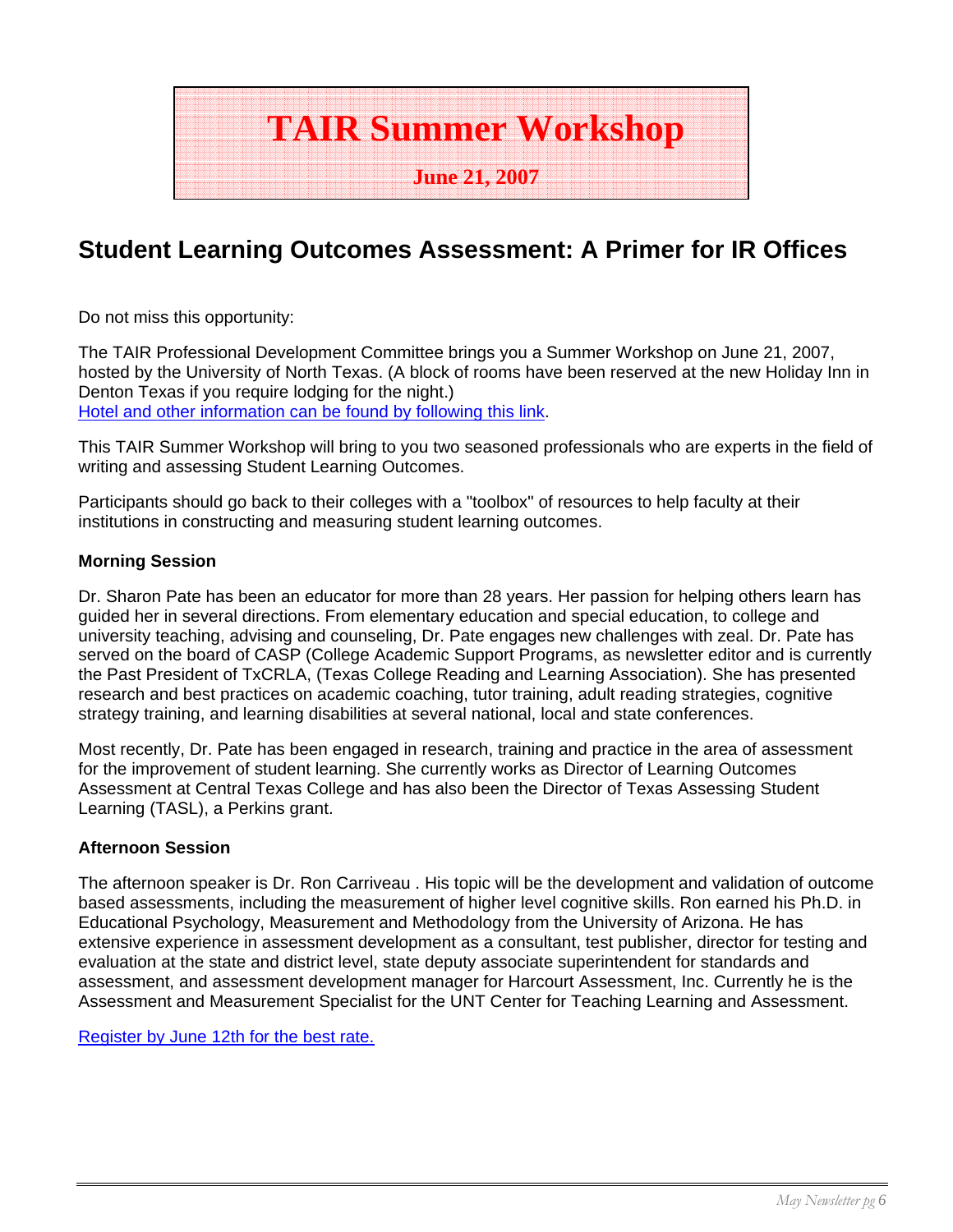# TAIR Summer Workshop

**June 21, 2007**

## Student Learning Outcomes Assessment: A Primer for IR Offices

Do not miss this opportunity:

The TAIR Professional Development Committee brings you a Summer Workshop on June 21, 2007, hosted by the University of North Texas. (A block of rooms have been reserved at the new Holiday Inn in Denton Texas if you require lodging for the night.)
Hotel and other information can be found by following this link.

This TAIR Summer Workshop will bring to you two seasoned professionals who are experts in the field of writing and assessing Student Learning Outcomes.

Participants should go back to their colleges with a "toolbox" of resources to help faculty at their institutions in constructing and measuring student learning outcomes.

**Morning Session**

Dr. Sharon Pate has been an educator for more than 28 years. Her passion for helping others learn has guided her in several directions. From elementary education and special education, to college and university teaching, advising and counseling, Dr. Pate engages new challenges with zeal. Dr. Pate has served on the board of CASP (College Academic Support Programs, as newsletter editor and is currently the Past President of TxCRLA, (Texas College Reading and Learning Association). She has presented research and best practices on academic coaching, tutor training, adult reading strategies, cognitive strategy training, and learning disabilities at several national, local and state conferences.

Most recently, Dr. Pate has been engaged in research, training and practice in the area of assessment for the improvement of student learning. She currently works as Director of Learning Outcomes Assessment at Central Texas College and has also been the Director of Texas Assessing Student Learning (TASL), a Perkins grant.

**Afternoon Session**

The afternoon speaker is Dr. Ron Carriveau . His topic will be the development and validation of outcome based assessments, including the measurement of higher level cognitive skills. Ron earned his Ph.D. in Educational Psychology, Measurement and Methodology from the University of Arizona. He has extensive experience in assessment development as a consultant, test publisher, director for testing and evaluation at the state and district level, state deputy associate superintendent for standards and assessment, and assessment development manager for Harcourt Assessment, Inc. Currently he is the Assessment and Measurement Specialist for the UNT Center for Teaching Learning and Assessment.

Register by June 12th for the best rate.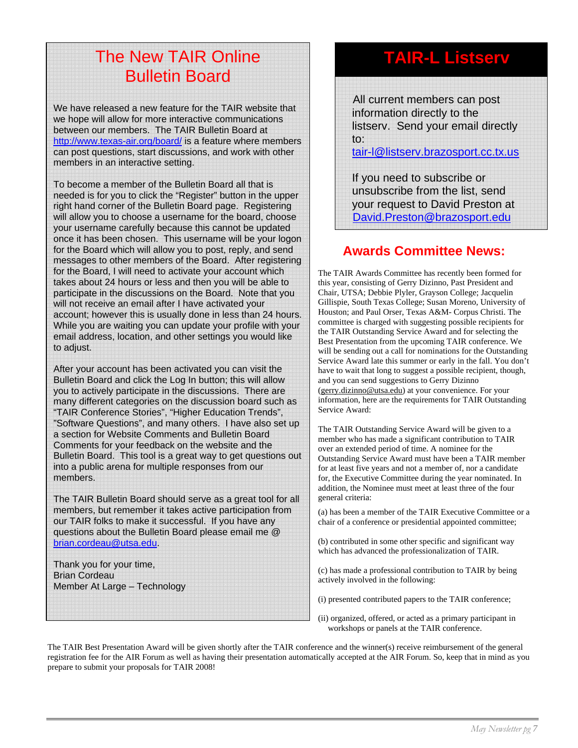# The New TAIR Online Bulletin Board

We have released a new feature for the TAIR website that we hope will allow for more interactive communications between our members. The TAIR Bulletin Board at http://www.texas-air.org/board/ is a feature where members can post questions, start discussions, and work with other members in an interactive setting.

To become a member of the Bulletin Board all that is needed is for you to click the "Register" button in the upper right hand corner of the Bulletin Board page. Registering will allow you to choose a username for the board, choose your username carefully because this cannot be updated once it has been chosen. This username will be your logon for the Board which will allow you to post, reply, and send messages to other members of the Board. After registering for the Board, I will need to activate your account which takes about 24 hours or less and then you will be able to participate in the discussions on the Board. Note that you will not receive an email after I have activated your account; however this is usually done in less than 24 hours. While you are waiting you can update your profile with your email address, location, and other settings you would like to adjust.

After your account has been activated you can visit the Bulletin Board and click the Log In button; this will allow you to actively participate in the discussions. There are many different categories on the discussion board such as "TAIR Conference Stories", "Higher Education Trends", "Software Questions", and many others. I have also set up a section for Website Comments and Bulletin Board Comments for your feedback on the website and the Bulletin Board. This tool is a great way to get questions out into a public arena for multiple responses from our members.

The TAIR Bulletin Board should serve as a great tool for all members, but remember it takes active participation from our TAIR folks to make it successful. If you have any questions about the Bulletin Board please email me @ brian.cordeau@utsa.edu.

Thank you for your time,
Brian Cordeau
Member At Large – Technology

# TAIR-L Listserv

All current members can post information directly to the listserv. Send your email directly to: tair-l@listserv.brazosport.cc.tx.us

If you need to subscribe or unsubscribe from the list, send your request to David Preston at David.Preston@brazosport.edu

## Awards Committee News:

The TAIR Awards Committee has recently been formed for this year, consisting of Gerry Dizinno, Past President and Chair, UTSA; Debbie Plyler, Grayson College; Jacquelin Gillispie, South Texas College; Susan Moreno, University of Houston; and Paul Orser, Texas A&M- Corpus Christi. The committee is charged with suggesting possible recipients for the TAIR Outstanding Service Award and for selecting the Best Presentation from the upcoming TAIR conference. We will be sending out a call for nominations for the Outstanding Service Award late this summer or early in the fall. You don't have to wait that long to suggest a possible recipient, though, and you can send suggestions to Gerry Dizinno (gerry.dizinno@utsa.edu) at your convenience. For your information, here are the requirements for TAIR Outstanding Service Award:

The TAIR Outstanding Service Award will be given to a member who has made a significant contribution to TAIR over an extended period of time. A nominee for the Outstanding Service Award must have been a TAIR member for at least five years and not a member of, nor a candidate for, the Executive Committee during the year nominated. In addition, the Nominee must meet at least three of the four general criteria:

(a) has been a member of the TAIR Executive Committee or a chair of a conference or presidential appointed committee;

(b) contributed in some other specific and significant way which has advanced the professionalization of TAIR.

(c) has made a professional contribution to TAIR by being actively involved in the following:

(i) presented contributed papers to the TAIR conference;

(ii) organized, offered, or acted as a primary participant in workshops or panels at the TAIR conference.

The TAIR Best Presentation Award will be given shortly after the TAIR conference and the winner(s) receive reimbursement of the general registration fee for the AIR Forum as well as having their presentation automatically accepted at the AIR Forum. So, keep that in mind as you prepare to submit your proposals for TAIR 2008!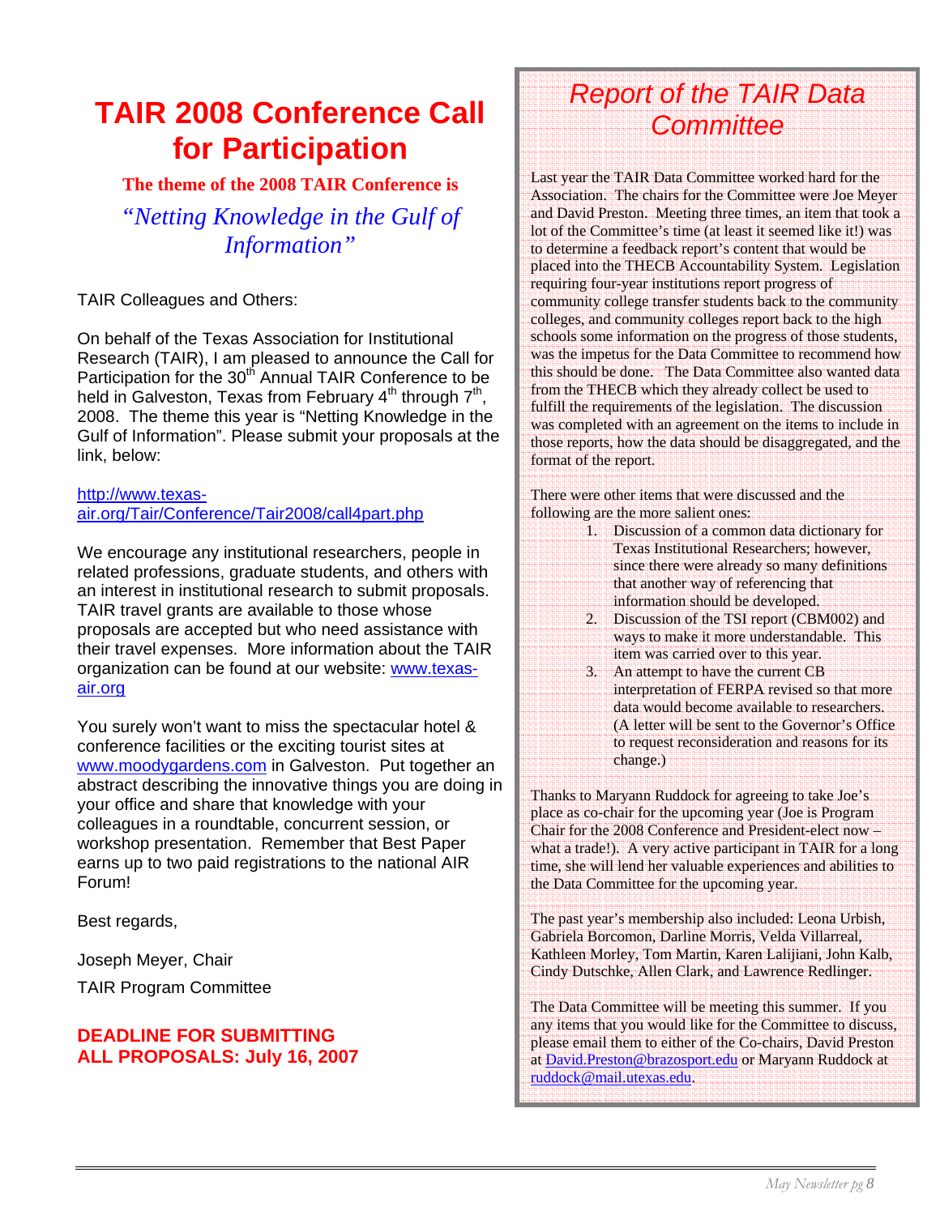# TAIR 2008 Conference Call for Participation

**The theme of the 2008 TAIR Conference is**

*"Netting Knowledge in the Gulf of Information"*

TAIR Colleagues and Others:

On behalf of the Texas Association for Institutional Research (TAIR), I am pleased to announce the Call for Participation for the 30th Annual TAIR Conference to be held in Galveston, Texas from February 4th through 7th, 2008. The theme this year is "Netting Knowledge in the Gulf of Information". Please submit your proposals at the link, below:

http://www.texas-air.org/Tair/Conference/Tair2008/call4part.php

We encourage any institutional researchers, people in related professions, graduate students, and others with an interest in institutional research to submit proposals. TAIR travel grants are available to those whose proposals are accepted but who need assistance with their travel expenses. More information about the TAIR organization can be found at our website: www.texas-air.org

You surely won't want to miss the spectacular hotel & conference facilities or the exciting tourist sites at www.moodygardens.com in Galveston. Put together an abstract describing the innovative things you are doing in your office and share that knowledge with your colleagues in a roundtable, concurrent session, or workshop presentation. Remember that Best Paper earns up to two paid registrations to the national AIR Forum!

Best regards,

Joseph Meyer, Chair

TAIR Program Committee

**DEADLINE FOR SUBMITTING ALL PROPOSALS: July 16, 2007**

## *Report of the TAIR Data Committee*

Last year the TAIR Data Committee worked hard for the Association. The chairs for the Committee were Joe Meyer and David Preston. Meeting three times, an item that took a lot of the Committee's time (at least it seemed like it!) was to determine a feedback report's content that would be placed into the THECB Accountability System. Legislation requiring four-year institutions report progress of community college transfer students back to the community colleges, and community colleges report back to the high schools some information on the progress of those students, was the impetus for the Data Committee to recommend how this should be done. The Data Committee also wanted data from the THECB which they already collect be used to fulfill the requirements of the legislation. The discussion was completed with an agreement on the items to include in those reports, how the data should be disaggregated, and the format of the report.

There were other items that were discussed and the following are the more salient ones:

1. Discussion of a common data dictionary for Texas Institutional Researchers; however, since there were already so many definitions that another way of referencing that information should be developed.
2. Discussion of the TSI report (CBM002) and ways to make it more understandable. This item was carried over to this year.
3. An attempt to have the current CB interpretation of FERPA revised so that more data would become available to researchers. (A letter will be sent to the Governor's Office to request reconsideration and reasons for its change.)

Thanks to Maryann Ruddock for agreeing to take Joe's place as co-chair for the upcoming year (Joe is Program Chair for the 2008 Conference and President-elect now – what a trade!). A very active participant in TAIR for a long time, she will lend her valuable experiences and abilities to the Data Committee for the upcoming year.

The past year's membership also included: Leona Urbish, Gabriela Borcomon, Darline Morris, Velda Villarreal, Kathleen Morley, Tom Martin, Karen Lalijiani, John Kalb, Cindy Dutschke, Allen Clark, and Lawrence Redlinger.

The Data Committee will be meeting this summer. If you any items that you would like for the Committee to discuss, please email them to either of the Co-chairs, David Preston at David.Preston@brazosport.edu or Maryann Ruddock at ruddock@mail.utexas.edu.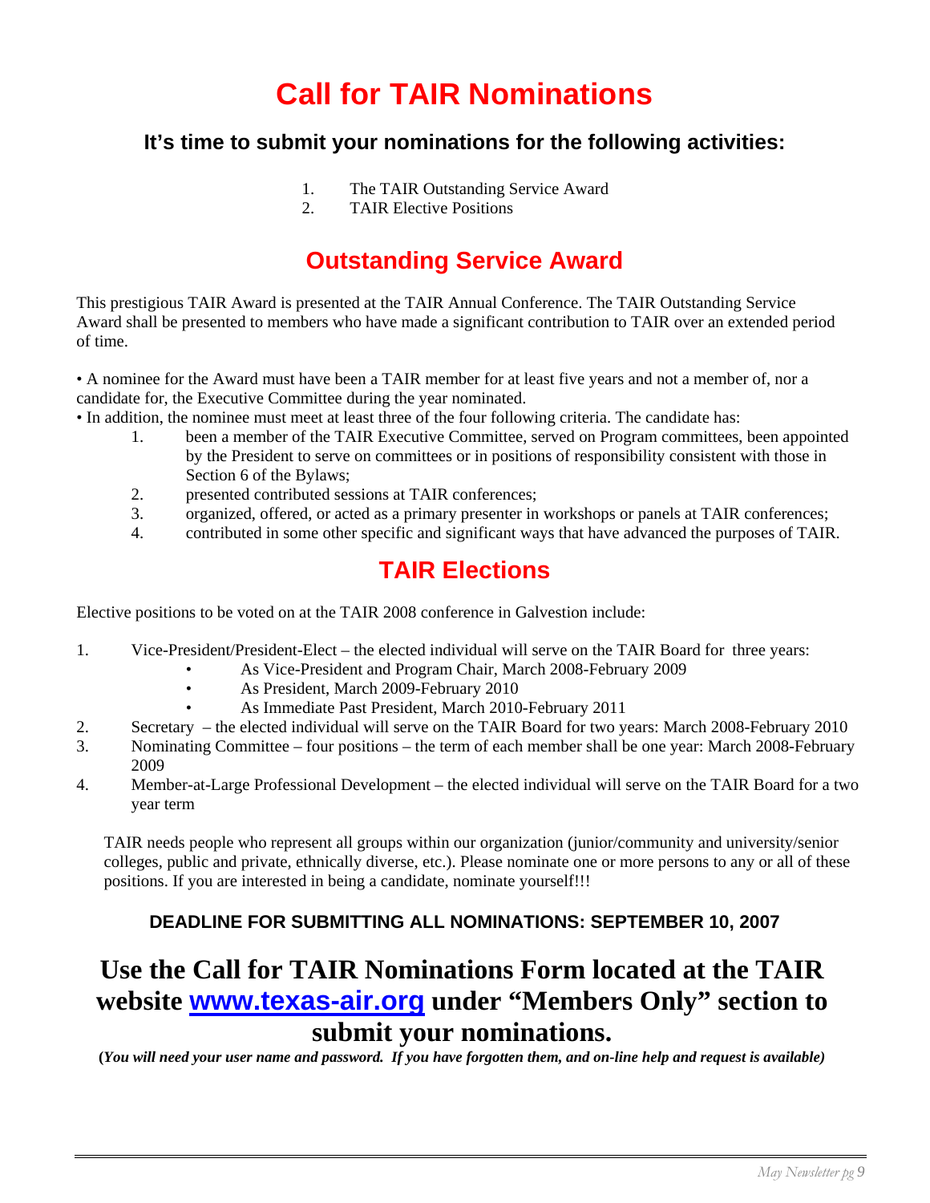# Call for TAIR Nominations

### It's time to submit your nominations for the following activities:

1. The TAIR Outstanding Service Award
2. TAIR Elective Positions

## Outstanding Service Award

This prestigious TAIR Award is presented at the TAIR Annual Conference. The TAIR Outstanding Service Award shall be presented to members who have made a significant contribution to TAIR over an extended period of time.

- A nominee for the Award must have been a TAIR member for at least five years and not a member of, nor a candidate for, the Executive Committee during the year nominated.
- In addition, the nominee must meet at least three of the four following criteria. The candidate has:
  1. been a member of the TAIR Executive Committee, served on Program committees, been appointed by the President to serve on committees or in positions of responsibility consistent with those in Section 6 of the Bylaws;
  2. presented contributed sessions at TAIR conferences;
  3. organized, offered, or acted as a primary presenter in workshops or panels at TAIR conferences;
  4. contributed in some other specific and significant ways that have advanced the purposes of TAIR.

## TAIR Elections

Elective positions to be voted on at the TAIR 2008 conference in Galvestion include:

1. Vice-President/President-Elect – the elected individual will serve on the TAIR Board for three years:
   - As Vice-President and Program Chair, March 2008-February 2009
   - As President, March 2009-February 2010
   - As Immediate Past President, March 2010-February 2011
2. Secretary – the elected individual will serve on the TAIR Board for two years: March 2008-February 2010
3. Nominating Committee – four positions – the term of each member shall be one year: March 2008-February 2009
4. Member-at-Large Professional Development – the elected individual will serve on the TAIR Board for a two year term

TAIR needs people who represent all groups within our organization (junior/community and university/senior colleges, public and private, ethnically diverse, etc.). Please nominate one or more persons to any or all of these positions. If you are interested in being a candidate, nominate yourself!!!

**DEADLINE FOR SUBMITTING ALL NOMINATIONS: SEPTEMBER 10, 2007**

## Use the Call for TAIR Nominations Form located at the TAIR website www.texas-air.org under "Members Only" section to submit your nominations.

**(*You will need your user name and password. If you have forgotten them, and on-line help and request is available*)**